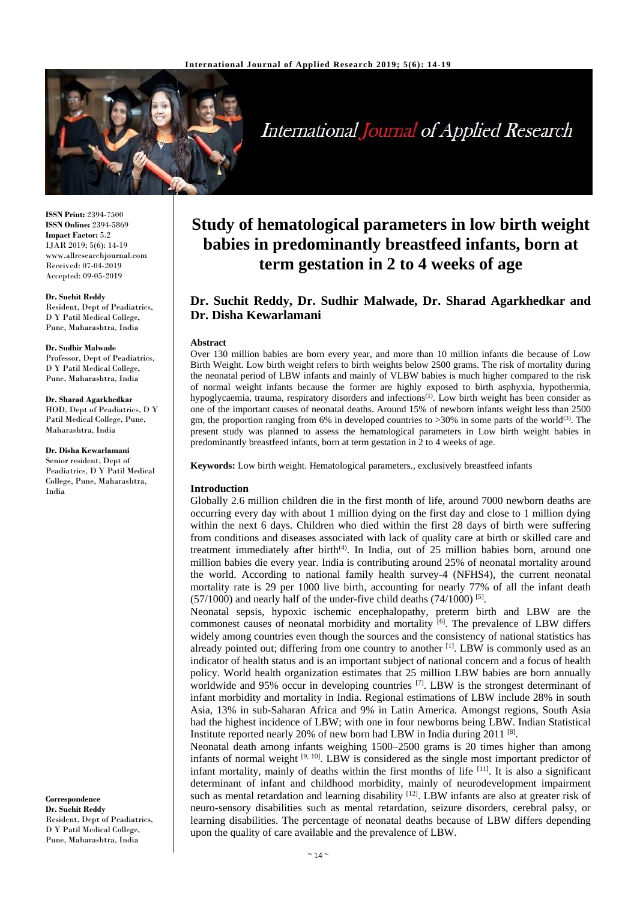# Study of hematological parameters in low birth weight babies in predominantly breastfeed infants, born at term gestation in 2 to 4 weeks of age

**Dr. Suchit Reddy, Dr. Sudhir Malwade, Dr. Sharad Agarkhedkar and Dr. Disha Kewarlamani**

**ISSN Print:** 2394-7500
**ISSN Online:** 2394-5869
**Impact Factor:** 5.2
IJAR 2019; 5(6): 14-19
www.allresearchjournal.com
Received: 07-04-2019
Accepted: 09-05-2019

**Dr. Suchit Reddy**
Resident, Dept of Peadiatrics, D Y Patil Medical College, Pune, Maharashtra, India

**Dr. Sudhir Malwade**
Professor, Dept of Peadiatrics, D Y Patil Medical College, Pune, Maharashtra, India

**Dr. Sharad Agarkhedkar**
HOD, Dept of Peadiatrics, D Y Patil Medical College, Pune, Maharashtra, India

**Dr. Disha Kewarlamani**
Senior resident, Dept of Peadiatrics, D Y Patil Medical College, Pune, Maharashtra, India

**Correspondence**
**Dr. Suchit Reddy**
Resident, Dept of Peadiatrics, D Y Patil Medical College, Pune, Maharashtra, India

## Abstract

Over 130 million babies are born every year, and more than 10 million infants die because of Low Birth Weight. Low birth weight refers to birth weights below 2500 grams. The risk of mortality during the neonatal period of LBW infants and mainly of VLBW babies is much higher compared to the risk of normal weight infants because the former are highly exposed to birth asphyxia, hypothermia, hypoglycaemia, trauma, respiratory disorders and infections(1). Low birth weight has been consider as one of the important causes of neonatal deaths. Around 15% of newborn infants weight less than 2500 gm, the proportion ranging from 6% in developed countries to >30% in some parts of the world(3). The present study was planned to assess the hematological parameters in Low birth weight babies in predominantly breastfeed infants, born at term gestation in 2 to 4 weeks of age.

**Keywords:** Low birth weight. Hematological parameters., exclusively breastfeed infants

## Introduction

Globally 2.6 million children die in the first month of life, around 7000 newborn deaths are occurring every day with about 1 million dying on the first day and close to 1 million dying within the next 6 days. Children who died within the first 28 days of birth were suffering from conditions and diseases associated with lack of quality care at birth or skilled care and treatment immediately after birth(4). In India, out of 25 million babies born, around one million babies die every year. India is contributing around 25% of neonatal mortality around the world. According to national family health survey-4 (NFHS4), the current neonatal mortality rate is 29 per 1000 live birth, accounting for nearly 77% of all the infant death (57/1000) and nearly half of the under-five child deaths (74/1000) [5].

Neonatal sepsis, hypoxic ischemic encephalopathy, preterm birth and LBW are the commonest causes of neonatal morbidity and mortality [6]. The prevalence of LBW differs widely among countries even though the sources and the consistency of national statistics has already pointed out; differing from one country to another [1]. LBW is commonly used as an indicator of health status and is an important subject of national concern and a focus of health policy. World health organization estimates that 25 million LBW babies are born annually worldwide and 95% occur in developing countries [7]. LBW is the strongest determinant of infant morbidity and mortality in India. Regional estimations of LBW include 28% in south Asia, 13% in sub-Saharan Africa and 9% in Latin America. Amongst regions, South Asia had the highest incidence of LBW; with one in four newborns being LBW. Indian Statistical Institute reported nearly 20% of new born had LBW in India during 2011 [8].

Neonatal death among infants weighing 1500–2500 grams is 20 times higher than among infants of normal weight [9, 10]. LBW is considered as the single most important predictor of infant mortality, mainly of deaths within the first months of life [11]. It is also a significant determinant of infant and childhood morbidity, mainly of neurodevelopment impairment such as mental retardation and learning disability [12]. LBW infants are also at greater risk of neuro-sensory disabilities such as mental retardation, seizure disorders, cerebral palsy, or learning disabilities. The percentage of neonatal deaths because of LBW differs depending upon the quality of care available and the prevalence of LBW.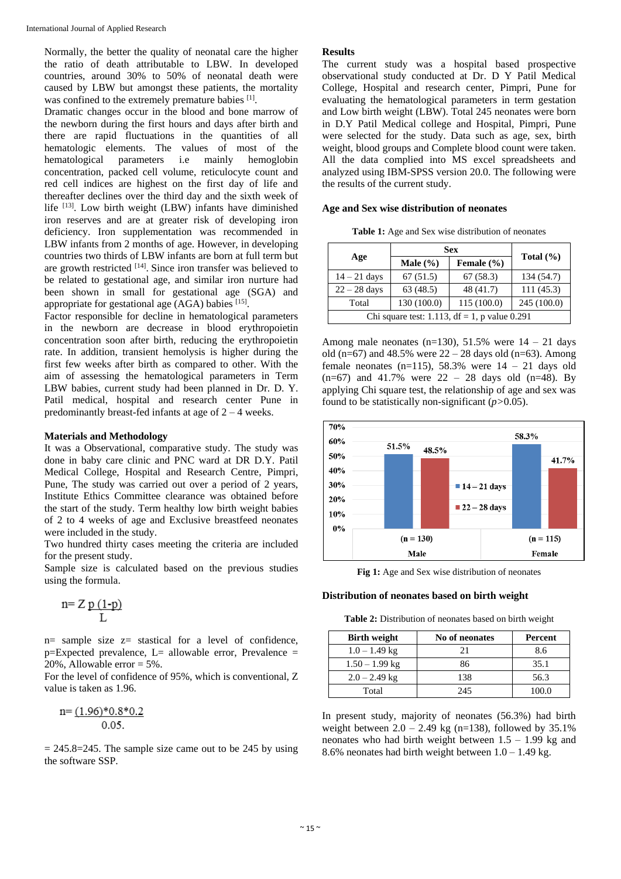Normally, the better the quality of neonatal care the higher the ratio of death attributable to LBW. In developed countries, around 30% to 50% of neonatal death were caused by LBW but amongst these patients, the mortality was confined to the extremely premature babies [1].

Dramatic changes occur in the blood and bone marrow of the newborn during the first hours and days after birth and there are rapid fluctuations in the quantities of all hematologic elements. The values of most of the hematological parameters i.e mainly hemoglobin concentration, packed cell volume, reticulocyte count and red cell indices are highest on the first day of life and thereafter declines over the third day and the sixth week of life [13]. Low birth weight (LBW) infants have diminished iron reserves and are at greater risk of developing iron deficiency. Iron supplementation was recommended in LBW infants from 2 months of age. However, in developing countries two thirds of LBW infants are born at full term but are growth restricted [14]. Since iron transfer was believed to be related to gestational age, and similar iron nurture had been shown in small for gestational age (SGA) and appropriate for gestational age (AGA) babies [15].

Factor responsible for decline in hematological parameters in the newborn are decrease in blood erythropoietin concentration soon after birth, reducing the erythropoietin rate. In addition, transient hemolysis is higher during the first few weeks after birth as compared to other. With the aim of assessing the hematological parameters in Term LBW babies, current study had been planned in Dr. D. Y. Patil medical, hospital and research center Pune in predominantly breast-fed infants at age of 2 – 4 weeks.

## Materials and Methodology

It was a Observational, comparative study. The study was done in baby care clinic and PNC ward at DR D.Y. Patil Medical College, Hospital and Research Centre, Pimpri, Pune, The study was carried out over a period of 2 years, Institute Ethics Committee clearance was obtained before the start of the study. Term healthy low birth weight babies of 2 to 4 weeks of age and Exclusive breastfeed neonates were included in the study.

Two hundred thirty cases meeting the criteria are included for the present study.

Sample size is calculated based on the previous studies using the formula.

$$n = Z \frac{p\,(1\text{-}p)}{L}$$

n= sample size z= stastical for a level of confidence, p=Expected prevalence, L= allowable error, Prevalence = 20%, Allowable error = 5%.

For the level of confidence of 95%, which is conventional, Z value is taken as 1.96.

$$n = \frac{(1.96)*0.8*0.2}{0.05.}$$

= 245.8=245. The sample size came out to be 245 by using the software SSP.

## Results

The current study was a hospital based prospective observational study conducted at Dr. D Y Patil Medical College, Hospital and research center, Pimpri, Pune for evaluating the hematological parameters in term gestation and Low birth weight (LBW). Total 245 neonates were born in D.Y Patil Medical college and Hospital, Pimpri, Pune were selected for the study. Data such as age, sex, birth weight, blood groups and Complete blood count were taken. All the data complied into MS excel spreadsheets and analyzed using IBM-SPSS version 20.0. The following were the results of the current study.

### Age and Sex wise distribution of neonates

**Table 1:** Age and Sex wise distribution of neonates

| Age | Sex | | Total (%) |
|---|---|---|---|
| | Male (%) | Female (%) | |
| 14 – 21 days | 67 (51.5) | 67 (58.3) | 134 (54.7) |
| 22 – 28 days | 63 (48.5) | 48 (41.7) | 111 (45.3) |
| Total | 130 (100.0) | 115 (100.0) | 245 (100.0) |
| Chi square test: 1.113, df = 1, p value 0.291 | | | |

Among male neonates (n=130), 51.5% were 14 – 21 days old (n=67) and 48.5% were 22 – 28 days old (n=63). Among female neonates (n=115), 58.3% were 14 – 21 days old (n=67) and 41.7% were 22 – 28 days old (n=48). By applying Chi square test, the relationship of age and sex was found to be statistically non-significant ($p > 0.05$).

**Fig 1:** Age and Sex wise distribution of neonates

### Distribution of neonates based on birth weight

**Table 2:** Distribution of neonates based on birth weight

| Birth weight | No of neonates | Percent |
|---|---|---|
| 1.0 – 1.49 kg | 21 | 8.6 |
| 1.50 – 1.99 kg | 86 | 35.1 |
| 2.0 – 2.49 kg | 138 | 56.3 |
| Total | 245 | 100.0 |

In present study, majority of neonates (56.3%) had birth weight between 2.0 – 2.49 kg (n=138), followed by 35.1% neonates who had birth weight between 1.5 – 1.99 kg and 8.6% neonates had birth weight between 1.0 – 1.49 kg.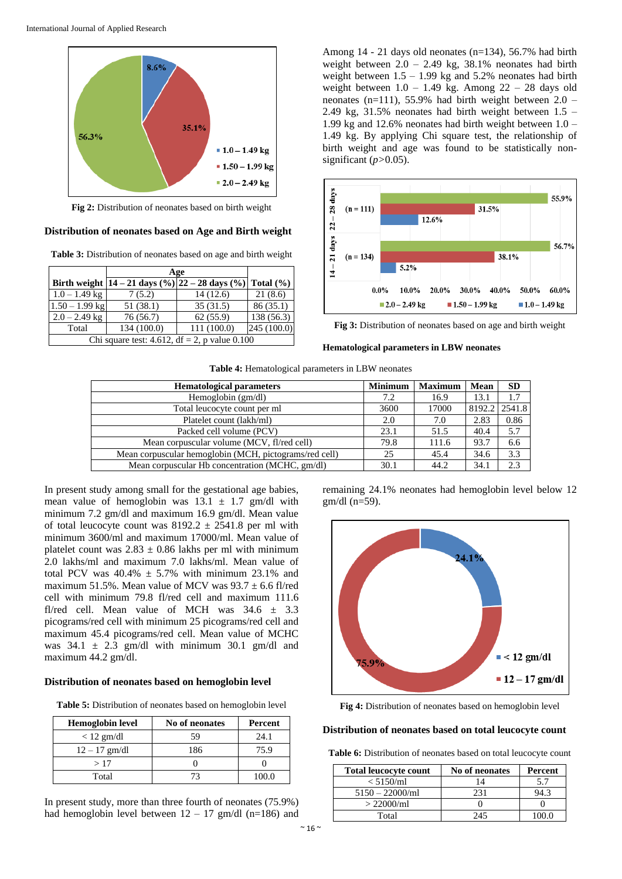Fig 2: Distribution of neonates based on birth weight

### Distribution of neonates based on Age and Birth weight

**Table 3:** Distribution of neonates based on age and birth weight

| Birth weight | Age | | Total (%) |
|---|---|---|---|
| | 14 – 21 days (%) | 22 – 28 days (%) | |
| 1.0 – 1.49 kg | 7 (5.2) | 14 (12.6) | 21 (8.6) |
| 1.50 – 1.99 kg | 51 (38.1) | 35 (31.5) | 86 (35.1) |
| 2.0 – 2.49 kg | 76 (56.7) | 62 (55.9) | 138 (56.3) |
| Total | 134 (100.0) | 111 (100.0) | 245 (100.0) |
| Chi square test: 4.612, df = 2, p value 0.100 | | | |

Among 14 - 21 days old neonates (n=134), 56.7% had birth weight between 2.0 – 2.49 kg, 38.1% neonates had birth weight between 1.5 – 1.99 kg and 5.2% neonates had birth weight between 1.0 – 1.49 kg. Among 22 – 28 days old neonates (n=111), 55.9% had birth weight between 2.0 – 2.49 kg, 31.5% neonates had birth weight between 1.5 – 1.99 kg and 12.6% neonates had birth weight between 1.0 – 1.49 kg. By applying Chi square test, the relationship of birth weight and age was found to be statistically non-significant ($p>0.05$).

Fig 3: Distribution of neonates based on age and birth weight

### Hematological parameters in LBW neonates

**Table 4:** Hematological parameters in LBW neonates

| Hematological parameters | Minimum | Maximum | Mean | SD |
|---|---|---|---|---|
| Hemoglobin (gm/dl) | 7.2 | 16.9 | 13.1 | 1.7 |
| Total leucocyte count per ml | 3600 | 17000 | 8192.2 | 2541.8 |
| Platelet count (lakh/ml) | 2.0 | 7.0 | 2.83 | 0.86 |
| Packed cell volume (PCV) | 23.1 | 51.5 | 40.4 | 5.7 |
| Mean corpuscular volume (MCV, fl/red cell) | 79.8 | 111.6 | 93.7 | 6.6 |
| Mean corpuscular hemoglobin (MCH, pictograms/red cell) | 25 | 45.4 | 34.6 | 3.3 |
| Mean corpuscular Hb concentration (MCHC, gm/dl) | 30.1 | 44.2 | 34.1 | 2.3 |

In present study among small for the gestational age babies, mean value of hemoglobin was 13.1 ± 1.7 gm/dl with minimum 7.2 gm/dl and maximum 16.9 gm/dl. Mean value of total leucocyte count was 8192.2 ± 2541.8 per ml with minimum 3600/ml and maximum 17000/ml. Mean value of platelet count was 2.83 ± 0.86 lakhs per ml with minimum 2.0 lakhs/ml and maximum 7.0 lakhs/ml. Mean value of total PCV was 40.4% ± 5.7% with minimum 23.1% and maximum 51.5%. Mean value of MCV was 93.7 ± 6.6 fl/red cell with minimum 79.8 fl/red cell and maximum 111.6 fl/red cell. Mean value of MCH was 34.6 ± 3.3 picograms/red cell with minimum 25 picograms/red cell and maximum 45.4 picograms/red cell. Mean value of MCHC was 34.1 ± 2.3 gm/dl with minimum 30.1 gm/dl and maximum 44.2 gm/dl.

### Distribution of neonates based on hemoglobin level

**Table 5:** Distribution of neonates based on hemoglobin level

| Hemoglobin level | No of neonates | Percent |
|---|---|---|
| < 12 gm/dl | 59 | 24.1 |
| 12 – 17 gm/dl | 186 | 75.9 |
| > 17 | 0 | 0 |
| Total | 73 | 100.0 |

In present study, more than three fourth of neonates (75.9%) had hemoglobin level between 12 – 17 gm/dl (n=186) and remaining 24.1% neonates had hemoglobin level below 12 gm/dl (n=59).

Fig 4: Distribution of neonates based on hemoglobin level

### Distribution of neonates based on total leucocyte count

**Table 6:** Distribution of neonates based on total leucocyte count

| Total leucocyte count | No of neonates | Percent |
|---|---|---|
| < 5150/ml | 14 | 5.7 |
| 5150 – 22000/ml | 231 | 94.3 |
| > 22000/ml | 0 | 0 |
| Total | 245 | 100.0 |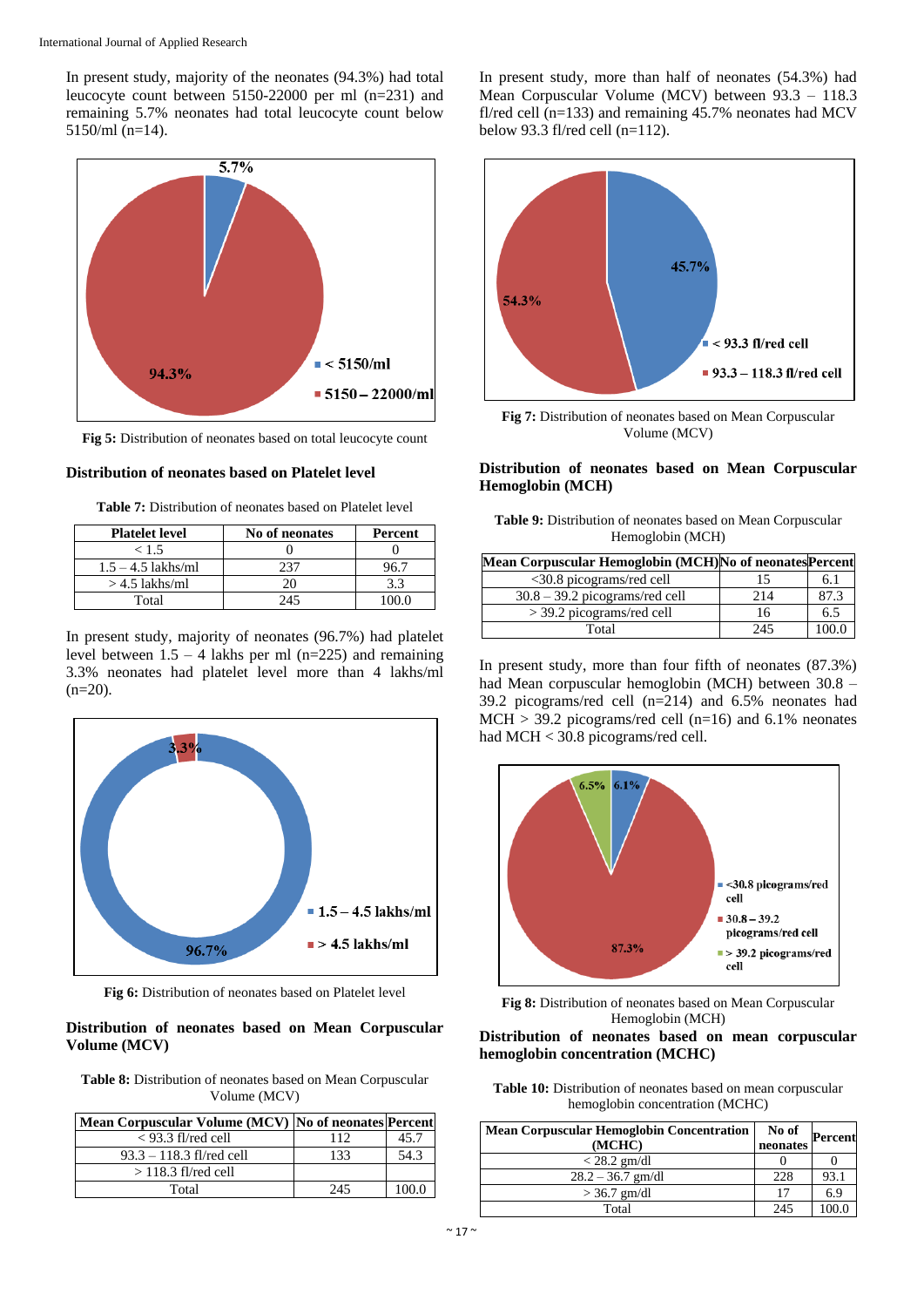In present study, majority of the neonates (94.3%) had total leucocyte count between 5150-22000 per ml (n=231) and remaining 5.7% neonates had total leucocyte count below 5150/ml (n=14).

**Fig 5:** Distribution of neonates based on total leucocyte count

### Distribution of neonates based on Platelet level

**Table 7:** Distribution of neonates based on Platelet level

| Platelet level | No of neonates | Percent |
|---|---|---|
| < 1.5 | 0 | 0 |
| 1.5 – 4.5 lakhs/ml | 237 | 96.7 |
| > 4.5 lakhs/ml | 20 | 3.3 |
| Total | 245 | 100.0 |

In present study, majority of neonates (96.7%) had platelet level between 1.5 – 4 lakhs per ml (n=225) and remaining 3.3% neonates had platelet level more than 4 lakhs/ml (n=20).

**Fig 6:** Distribution of neonates based on Platelet level

### Distribution of neonates based on Mean Corpuscular Volume (MCV)

**Table 8:** Distribution of neonates based on Mean Corpuscular Volume (MCV)

| Mean Corpuscular Volume (MCV) | No of neonates | Percent |
|---|---|---|
| < 93.3 fl/red cell | 112 | 45.7 |
| 93.3 – 118.3 fl/red cell | 133 | 54.3 |
| > 118.3 fl/red cell | | |
| Total | 245 | 100.0 |

In present study, more than half of neonates (54.3%) had Mean Corpuscular Volume (MCV) between 93.3 – 118.3 fl/red cell (n=133) and remaining 45.7% neonates had MCV below 93.3 fl/red cell (n=112).

**Fig 7:** Distribution of neonates based on Mean Corpuscular Volume (MCV)

### Distribution of neonates based on Mean Corpuscular Hemoglobin (MCH)

**Table 9:** Distribution of neonates based on Mean Corpuscular Hemoglobin (MCH)

| Mean Corpuscular Hemoglobin (MCH) | No of neonates | Percent |
|---|---|---|
| <30.8 picograms/red cell | 15 | 6.1 |
| 30.8 – 39.2 picograms/red cell | 214 | 87.3 |
| > 39.2 picograms/red cell | 16 | 6.5 |
| Total | 245 | 100.0 |

In present study, more than four fifth of neonates (87.3%) had Mean corpuscular hemoglobin (MCH) between 30.8 – 39.2 picograms/red cell (n=214) and 6.5% neonates had MCH > 39.2 picograms/red cell (n=16) and 6.1% neonates had MCH < 30.8 picograms/red cell.

**Fig 8:** Distribution of neonates based on Mean Corpuscular Hemoglobin (MCH)

### Distribution of neonates based on mean corpuscular hemoglobin concentration (MCHC)

**Table 10:** Distribution of neonates based on mean corpuscular hemoglobin concentration (MCHC)

| Mean Corpuscular Hemoglobin Concentration (MCHC) | No of neonates | Percent |
|---|---|---|
| < 28.2 gm/dl | 0 | 0 |
| 28.2 – 36.7 gm/dl | 228 | 93.1 |
| > 36.7 gm/dl | 17 | 6.9 |
| Total | 245 | 100.0 |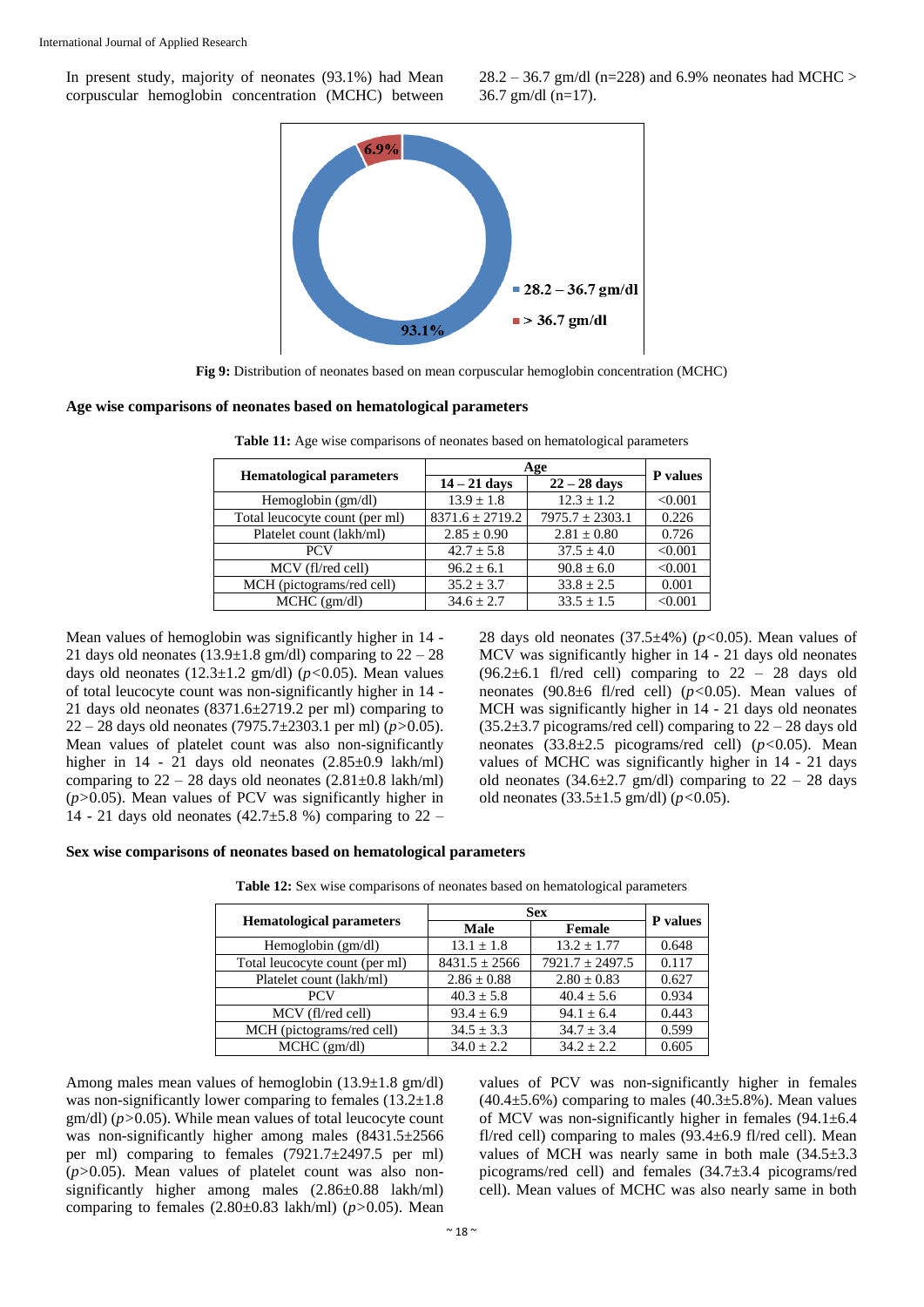In present study, majority of neonates (93.1%) had Mean corpuscular hemoglobin concentration (MCHC) between 28.2 – 36.7 gm/dl (n=228) and 6.9% neonates had MCHC > 36.7 gm/dl (n=17).

**Fig 9:** Distribution of neonates based on mean corpuscular hemoglobin concentration (MCHC)

### Age wise comparisons of neonates based on hematological parameters

**Table 11:** Age wise comparisons of neonates based on hematological parameters

| Hematological parameters | Age | | P values |
|---|---|---|---|
| | **14 – 21 days** | **22 – 28 days** | |
| Hemoglobin (gm/dl) | 13.9 ± 1.8 | 12.3 ± 1.2 | <0.001 |
| Total leucocyte count (per ml) | 8371.6 ± 2719.2 | 7975.7 ± 2303.1 | 0.226 |
| Platelet count (lakh/ml) | 2.85 ± 0.90 | 2.81 ± 0.80 | 0.726 |
| PCV | 42.7 ± 5.8 | 37.5 ± 4.0 | <0.001 |
| MCV (fl/red cell) | 96.2 ± 6.1 | 90.8 ± 6.0 | <0.001 |
| MCH (pictograms/red cell) | 35.2 ± 3.7 | 33.8 ± 2.5 | 0.001 |
| MCHC (gm/dl) | 34.6 ± 2.7 | 33.5 ± 1.5 | <0.001 |

Mean values of hemoglobin was significantly higher in 14 - 21 days old neonates (13.9±1.8 gm/dl) comparing to 22 – 28 days old neonates (12.3±1.2 gm/dl) ($p<0.05$). Mean values of total leucocyte count was non-significantly higher in 14 - 21 days old neonates (8371.6±2719.2 per ml) comparing to 22 – 28 days old neonates (7975.7±2303.1 per ml) ($p>0.05$). Mean values of platelet count was also non-significantly higher in 14 - 21 days old neonates (2.85±0.9 lakh/ml) comparing to 22 – 28 days old neonates (2.81±0.8 lakh/ml) ($p>0.05$). Mean values of PCV was significantly higher in 14 - 21 days old neonates (42.7±5.8 %) comparing to 22 – 28 days old neonates (37.5±4%) ($p<0.05$). Mean values of MCV was significantly higher in 14 - 21 days old neonates (96.2±6.1 fl/red cell) comparing to 22 – 28 days old neonates (90.8±6 fl/red cell) ($p<0.05$). Mean values of MCH was significantly higher in 14 - 21 days old neonates (35.2±3.7 picograms/red cell) comparing to 22 – 28 days old neonates (33.8±2.5 picograms/red cell) ($p<0.05$). Mean values of MCHC was significantly higher in 14 - 21 days old neonates (34.6±2.7 gm/dl) comparing to 22 – 28 days old neonates (33.5±1.5 gm/dl) ($p<0.05$).

### Sex wise comparisons of neonates based on hematological parameters

**Table 12:** Sex wise comparisons of neonates based on hematological parameters

| Hematological parameters | Sex | | P values |
|---|---|---|---|
| | **Male** | **Female** | |
| Hemoglobin (gm/dl) | 13.1 ± 1.8 | 13.2 ± 1.77 | 0.648 |
| Total leucocyte count (per ml) | 8431.5 ± 2566 | 7921.7 ± 2497.5 | 0.117 |
| Platelet count (lakh/ml) | 2.86 ± 0.88 | 2.80 ± 0.83 | 0.627 |
| PCV | 40.3 ± 5.8 | 40.4 ± 5.6 | 0.934 |
| MCV (fl/red cell) | 93.4 ± 6.9 | 94.1 ± 6.4 | 0.443 |
| MCH (pictograms/red cell) | 34.5 ± 3.3 | 34.7 ± 3.4 | 0.599 |
| MCHC (gm/dl) | 34.0 ± 2.2 | 34.2 ± 2.2 | 0.605 |

Among males mean values of hemoglobin (13.9±1.8 gm/dl) was non-significantly lower comparing to females (13.2±1.8 gm/dl) ($p>0.05$). While mean values of total leucocyte count was non-significantly higher among males (8431.5±2566 per ml) comparing to females (7921.7±2497.5 per ml) ($p>0.05$). Mean values of platelet count was also non-significantly higher among males (2.86±0.88 lakh/ml) comparing to females (2.80±0.83 lakh/ml) ($p>0.05$). Mean values of PCV was non-significantly higher in females (40.4±5.6%) comparing to males (40.3±5.8%). Mean values of MCV was non-significantly higher in females (94.1±6.4 fl/red cell) comparing to males (93.4±6.9 fl/red cell). Mean values of MCH was nearly same in both male (34.5±3.3 picograms/red cell) and females (34.7±3.4 picograms/red cell). Mean values of MCHC was also nearly same in both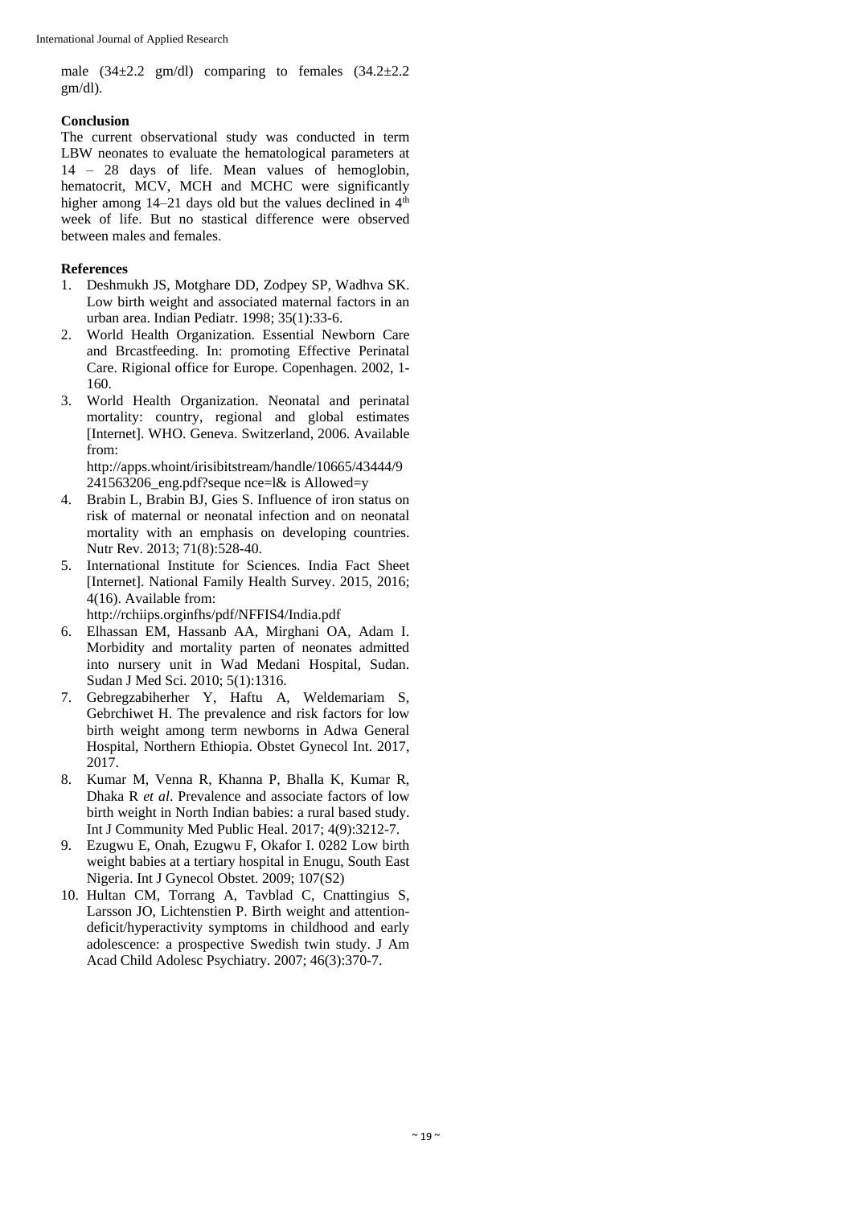male (34±2.2 gm/dl) comparing to females (34.2±2.2 gm/dl).

## Conclusion

The current observational study was conducted in term LBW neonates to evaluate the hematological parameters at 14 – 28 days of life. Mean values of hemoglobin, hematocrit, MCV, MCH and MCHC were significantly higher among 14–21 days old but the values declined in 4th week of life. But no stastical difference were observed between males and females.

## References

1. Deshmukh JS, Motghare DD, Zodpey SP, Wadhva SK. Low birth weight and associated maternal factors in an urban area. Indian Pediatr. 1998; 35(1):33-6.
2. World Health Organization. Essential Newborn Care and Brcastfeeding. In: promoting Effective Perinatal Care. Rigional office for Europe. Copenhagen. 2002, 1-160.
3. World Health Organization. Neonatal and perinatal mortality: country, regional and global estimates [Internet]. WHO. Geneva. Switzerland, 2006. Available from: http://apps.whoint/irisibitstream/handle/10665/43444/9241563206_eng.pdf?seque nce=l& is Allowed=y
4. Brabin L, Brabin BJ, Gies S. Influence of iron status on risk of maternal or neonatal infection and on neonatal mortality with an emphasis on developing countries. Nutr Rev. 2013; 71(8):528-40.
5. International Institute for Sciences. India Fact Sheet [Internet]. National Family Health Survey. 2015, 2016; 4(16). Available from: http://rchiips.orginfhs/pdf/NFFIS4/India.pdf
6. Elhassan EM, Hassanb AA, Mirghani OA, Adam I. Morbidity and mortality parten of neonates admitted into nursery unit in Wad Medani Hospital, Sudan. Sudan J Med Sci. 2010; 5(1):1316.
7. Gebregzabiherher Y, Haftu A, Weldemariam S, Gebrchiwet H. The prevalence and risk factors for low birth weight among term newborns in Adwa General Hospital, Northern Ethiopia. Obstet Gynecol Int. 2017, 2017.
8. Kumar M, Venna R, Khanna P, Bhalla K, Kumar R, Dhaka R *et al*. Prevalence and associate factors of low birth weight in North Indian babies: a rural based study. Int J Community Med Public Heal. 2017; 4(9):3212-7.
9. Ezugwu E, Onah, Ezugwu F, Okafor I. 0282 Low birth weight babies at a tertiary hospital in Enugu, South East Nigeria. Int J Gynecol Obstet. 2009; 107(S2)
10. Hultan CM, Torrang A, Tavblad C, Cnattingius S, Larsson JO, Lichtenstien P. Birth weight and attention-deficit/hyperactivity symptoms in childhood and early adolescence: a prospective Swedish twin study. J Am Acad Child Adolesc Psychiatry. 2007; 46(3):370-7.